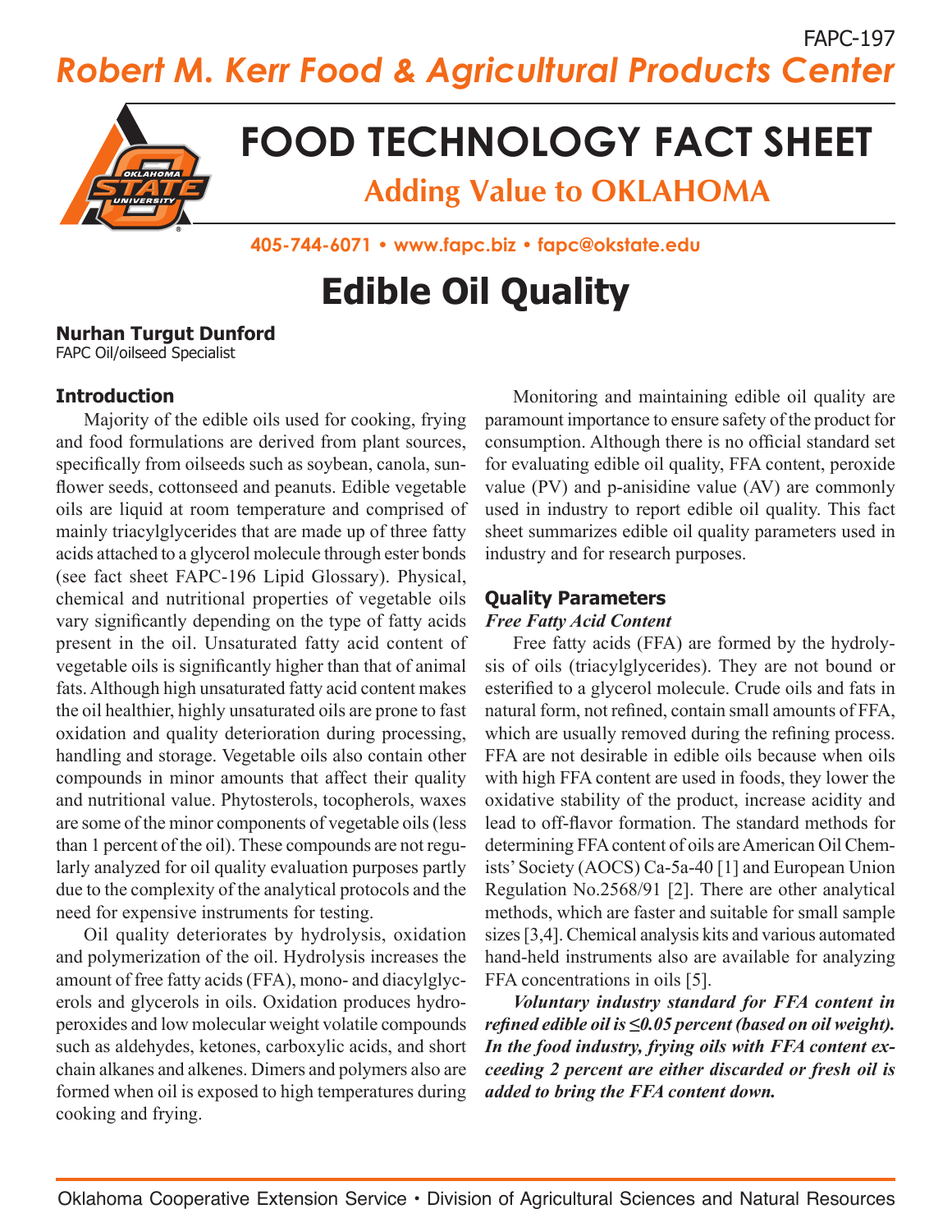FAPC-197

*Robert M. Kerr Food & Agricultural Products Center*

# FOOD TECHNOLOGY FACT SHEET

**Adding Value to OKLAHOMA**

405-744-6071 • www.fapc.biz • fapc@okstate.edu

# Edible Oil Quality

**Nurhan Turgut Dunford**
FAPC Oil/oilseed Specialist

## Introduction

Majority of the edible oils used for cooking, frying and food formulations are derived from plant sources, specifically from oilseeds such as soybean, canola, sunflower seeds, cottonseed and peanuts. Edible vegetable oils are liquid at room temperature and comprised of mainly triacylglycerides that are made up of three fatty acids attached to a glycerol molecule through ester bonds (see fact sheet FAPC-196 Lipid Glossary). Physical, chemical and nutritional properties of vegetable oils vary significantly depending on the type of fatty acids present in the oil. Unsaturated fatty acid content of vegetable oils is significantly higher than that of animal fats. Although high unsaturated fatty acid content makes the oil healthier, highly unsaturated oils are prone to fast oxidation and quality deterioration during processing, handling and storage. Vegetable oils also contain other compounds in minor amounts that affect their quality and nutritional value. Phytosterols, tocopherols, waxes are some of the minor components of vegetable oils (less than 1 percent of the oil). These compounds are not regularly analyzed for oil quality evaluation purposes partly due to the complexity of the analytical protocols and the need for expensive instruments for testing.

Oil quality deteriorates by hydrolysis, oxidation and polymerization of the oil. Hydrolysis increases the amount of free fatty acids (FFA), mono- and diacylglycerols and glycerols in oils. Oxidation produces hydroperoxides and low molecular weight volatile compounds such as aldehydes, ketones, carboxylic acids, and short chain alkanes and alkenes. Dimers and polymers also are formed when oil is exposed to high temperatures during cooking and frying.

Monitoring and maintaining edible oil quality are paramount importance to ensure safety of the product for consumption. Although there is no official standard set for evaluating edible oil quality, FFA content, peroxide value (PV) and p-anisidine value (AV) are commonly used in industry to report edible oil quality. This fact sheet summarizes edible oil quality parameters used in industry and for research purposes.

## Quality Parameters

### *Free Fatty Acid Content*

Free fatty acids (FFA) are formed by the hydrolysis of oils (triacylglycerides). They are not bound or esterified to a glycerol molecule. Crude oils and fats in natural form, not refined, contain small amounts of FFA, which are usually removed during the refining process. FFA are not desirable in edible oils because when oils with high FFA content are used in foods, they lower the oxidative stability of the product, increase acidity and lead to off-flavor formation. The standard methods for determining FFA content of oils are American Oil Chemists' Society (AOCS) Ca-5a-40 [1] and European Union Regulation No.2568/91 [2]. There are other analytical methods, which are faster and suitable for small sample sizes [3,4]. Chemical analysis kits and various automated hand-held instruments also are available for analyzing FFA concentrations in oils [5].

***Voluntary industry standard for FFA content in refined edible oil is ≤0.05 percent (based on oil weight). In the food industry, frying oils with FFA content exceeding 2 percent are either discarded or fresh oil is added to bring the FFA content down.***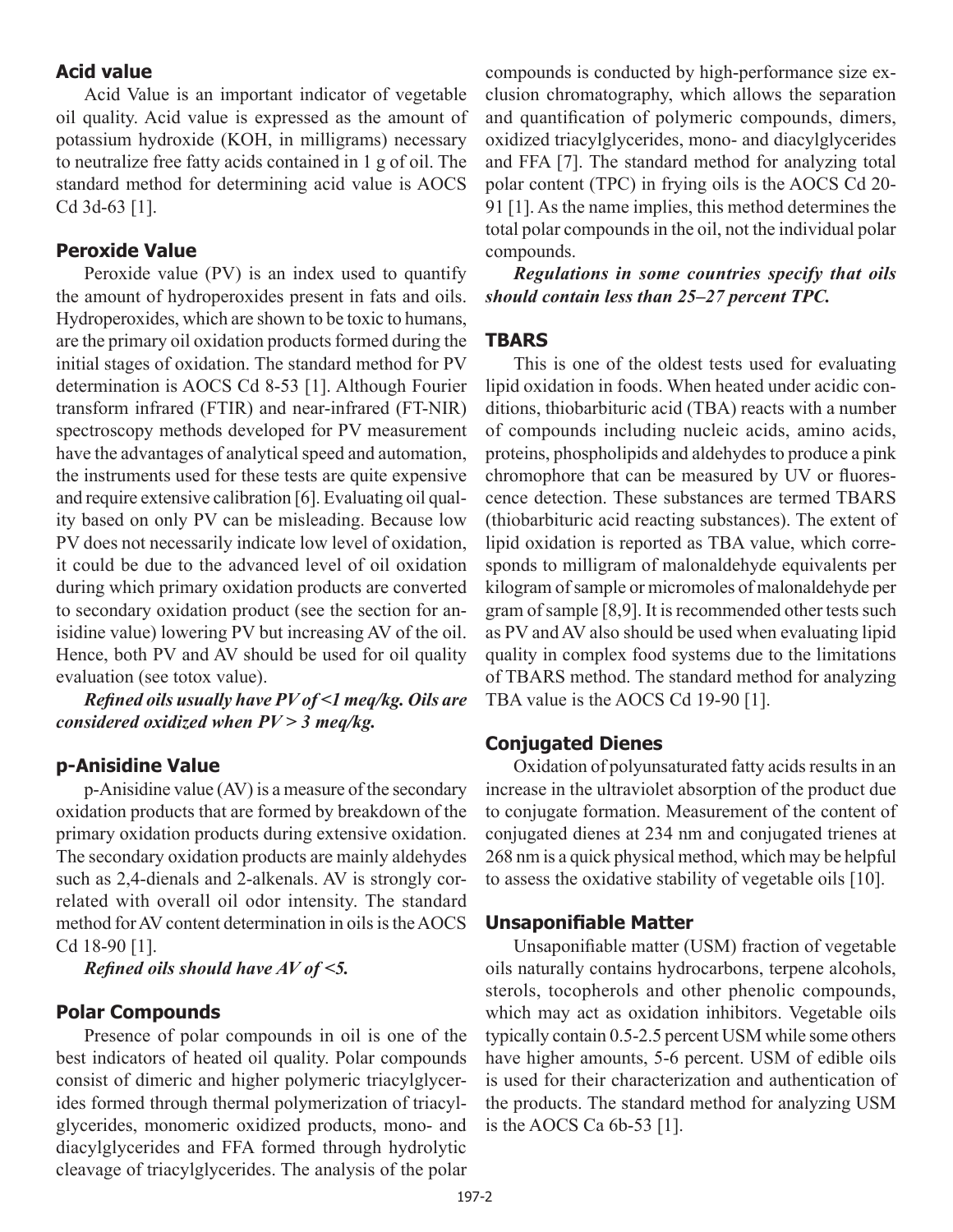## Acid value

Acid Value is an important indicator of vegetable oil quality. Acid value is expressed as the amount of potassium hydroxide (KOH, in milligrams) necessary to neutralize free fatty acids contained in 1 g of oil. The standard method for determining acid value is AOCS Cd 3d-63 [1].

## Peroxide Value

Peroxide value (PV) is an index used to quantify the amount of hydroperoxides present in fats and oils. Hydroperoxides, which are shown to be toxic to humans, are the primary oil oxidation products formed during the initial stages of oxidation. The standard method for PV determination is AOCS Cd 8-53 [1]. Although Fourier transform infrared (FTIR) and near-infrared (FT-NIR) spectroscopy methods developed for PV measurement have the advantages of analytical speed and automation, the instruments used for these tests are quite expensive and require extensive calibration [6]. Evaluating oil quality based on only PV can be misleading. Because low PV does not necessarily indicate low level of oxidation, it could be due to the advanced level of oil oxidation during which primary oxidation products are converted to secondary oxidation product (see the section for anisidine value) lowering PV but increasing AV of the oil. Hence, both PV and AV should be used for oil quality evaluation (see totox value).

***Refined oils usually have PV of <1 meq/kg. Oils are considered oxidized when PV > 3 meq/kg.***

## p-Anisidine Value

p-Anisidine value (AV) is a measure of the secondary oxidation products that are formed by breakdown of the primary oxidation products during extensive oxidation. The secondary oxidation products are mainly aldehydes such as 2,4-dienals and 2-alkenals. AV is strongly correlated with overall oil odor intensity. The standard method for AV content determination in oils is the AOCS Cd 18-90 [1].

***Refined oils should have AV of <5.***

## Polar Compounds

Presence of polar compounds in oil is one of the best indicators of heated oil quality. Polar compounds consist of dimeric and higher polymeric triacylglycerides formed through thermal polymerization of triacylglycerides, monomeric oxidized products, mono- and diacylglycerides and FFA formed through hydrolytic cleavage of triacylglycerides. The analysis of the polar compounds is conducted by high-performance size exclusion chromatography, which allows the separation and quantification of polymeric compounds, dimers, oxidized triacylglycerides, mono- and diacylglycerides and FFA [7]. The standard method for analyzing total polar content (TPC) in frying oils is the AOCS Cd 20-91 [1]. As the name implies, this method determines the total polar compounds in the oil, not the individual polar compounds.

***Regulations in some countries specify that oils should contain less than 25–27 percent TPC.***

## TBARS

This is one of the oldest tests used for evaluating lipid oxidation in foods. When heated under acidic conditions, thiobarbituric acid (TBA) reacts with a number of compounds including nucleic acids, amino acids, proteins, phospholipids and aldehydes to produce a pink chromophore that can be measured by UV or fluorescence detection. These substances are termed TBARS (thiobarbituric acid reacting substances). The extent of lipid oxidation is reported as TBA value, which corresponds to milligram of malonaldehyde equivalents per kilogram of sample or micromoles of malonaldehyde per gram of sample [8,9]. It is recommended other tests such as PV and AV also should be used when evaluating lipid quality in complex food systems due to the limitations of TBARS method. The standard method for analyzing TBA value is the AOCS Cd 19-90 [1].

## Conjugated Dienes

Oxidation of polyunsaturated fatty acids results in an increase in the ultraviolet absorption of the product due to conjugate formation. Measurement of the content of conjugated dienes at 234 nm and conjugated trienes at 268 nm is a quick physical method, which may be helpful to assess the oxidative stability of vegetable oils [10].

## Unsaponifiable Matter

Unsaponifiable matter (USM) fraction of vegetable oils naturally contains hydrocarbons, terpene alcohols, sterols, tocopherols and other phenolic compounds, which may act as oxidation inhibitors. Vegetable oils typically contain 0.5-2.5 percent USM while some others have higher amounts, 5-6 percent. USM of edible oils is used for their characterization and authentication of the products. The standard method for analyzing USM is the AOCS Ca 6b-53 [1].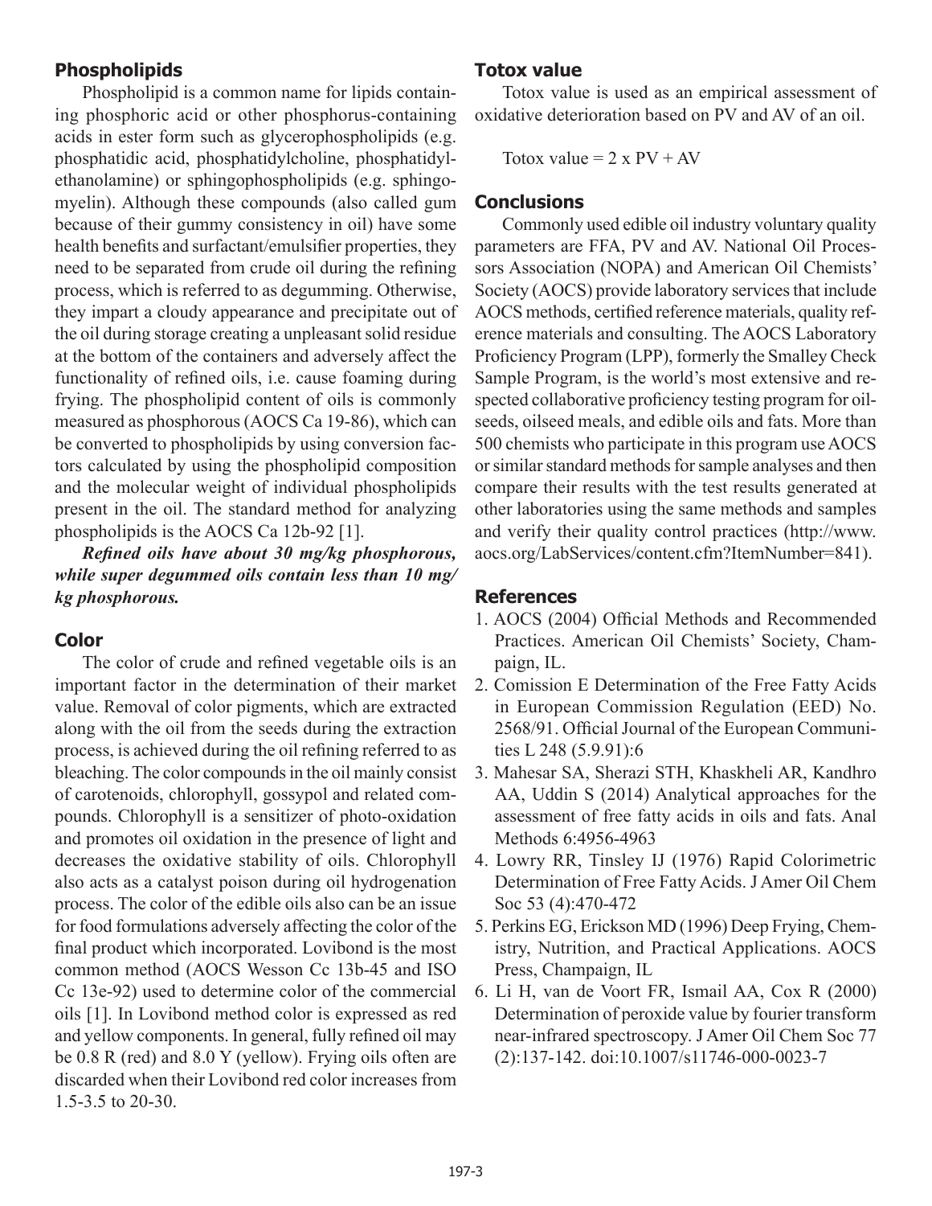## Phospholipids

Phospholipid is a common name for lipids containing phosphoric acid or other phosphorus-containing acids in ester form such as glycerophospholipids (e.g. phosphatidic acid, phosphatidylcholine, phosphatidylethanolamine) or sphingophospholipids (e.g. sphingomyelin). Although these compounds (also called gum because of their gummy consistency in oil) have some health benefits and surfactant/emulsifier properties, they need to be separated from crude oil during the refining process, which is referred to as degumming. Otherwise, they impart a cloudy appearance and precipitate out of the oil during storage creating a unpleasant solid residue at the bottom of the containers and adversely affect the functionality of refined oils, i.e. cause foaming during frying. The phospholipid content of oils is commonly measured as phosphorous (AOCS Ca 19-86), which can be converted to phospholipids by using conversion factors calculated by using the phospholipid composition and the molecular weight of individual phospholipids present in the oil. The standard method for analyzing phospholipids is the AOCS Ca 12b-92 [1].

***Refined oils have about 30 mg/kg phosphorous, while super degummed oils contain less than 10 mg/kg phosphorous.***

## Color

The color of crude and refined vegetable oils is an important factor in the determination of their market value. Removal of color pigments, which are extracted along with the oil from the seeds during the extraction process, is achieved during the oil refining referred to as bleaching. The color compounds in the oil mainly consist of carotenoids, chlorophyll, gossypol and related compounds. Chlorophyll is a sensitizer of photo-oxidation and promotes oil oxidation in the presence of light and decreases the oxidative stability of oils. Chlorophyll also acts as a catalyst poison during oil hydrogenation process. The color of the edible oils also can be an issue for food formulations adversely affecting the color of the final product which incorporated. Lovibond is the most common method (AOCS Wesson Cc 13b-45 and ISO Cc 13e-92) used to determine color of the commercial oils [1]. In Lovibond method color is expressed as red and yellow components. In general, fully refined oil may be 0.8 R (red) and 8.0 Y (yellow). Frying oils often are discarded when their Lovibond red color increases from 1.5-3.5 to 20-30.

## Totox value

Totox value is used as an empirical assessment of oxidative deterioration based on PV and AV of an oil.

$$\text{Totox value} = 2 \times PV + AV$$

## Conclusions

Commonly used edible oil industry voluntary quality parameters are FFA, PV and AV. National Oil Processors Association (NOPA) and American Oil Chemists' Society (AOCS) provide laboratory services that include AOCS methods, certified reference materials, quality reference materials and consulting. The AOCS Laboratory Proficiency Program (LPP), formerly the Smalley Check Sample Program, is the world's most extensive and respected collaborative proficiency testing program for oilseeds, oilseed meals, and edible oils and fats. More than 500 chemists who participate in this program use AOCS or similar standard methods for sample analyses and then compare their results with the test results generated at other laboratories using the same methods and samples and verify their quality control practices (http://www.aocs.org/LabServices/content.cfm?ItemNumber=841).

## References

1. AOCS (2004) Official Methods and Recommended Practices. American Oil Chemists' Society, Champaign, IL.
2. Comission E Determination of the Free Fatty Acids in European Commission Regulation (EED) No. 2568/91. Official Journal of the European Communities L 248 (5.9.91):6
3. Mahesar SA, Sherazi STH, Khaskheli AR, Kandhro AA, Uddin S (2014) Analytical approaches for the assessment of free fatty acids in oils and fats. Anal Methods 6:4956-4963
4. Lowry RR, Tinsley IJ (1976) Rapid Colorimetric Determination of Free Fatty Acids. J Amer Oil Chem Soc 53 (4):470-472
5. Perkins EG, Erickson MD (1996) Deep Frying, Chemistry, Nutrition, and Practical Applications. AOCS Press, Champaign, IL
6. Li H, van de Voort FR, Ismail AA, Cox R (2000) Determination of peroxide value by fourier transform near-infrared spectroscopy. J Amer Oil Chem Soc 77 (2):137-142. doi:10.1007/s11746-000-0023-7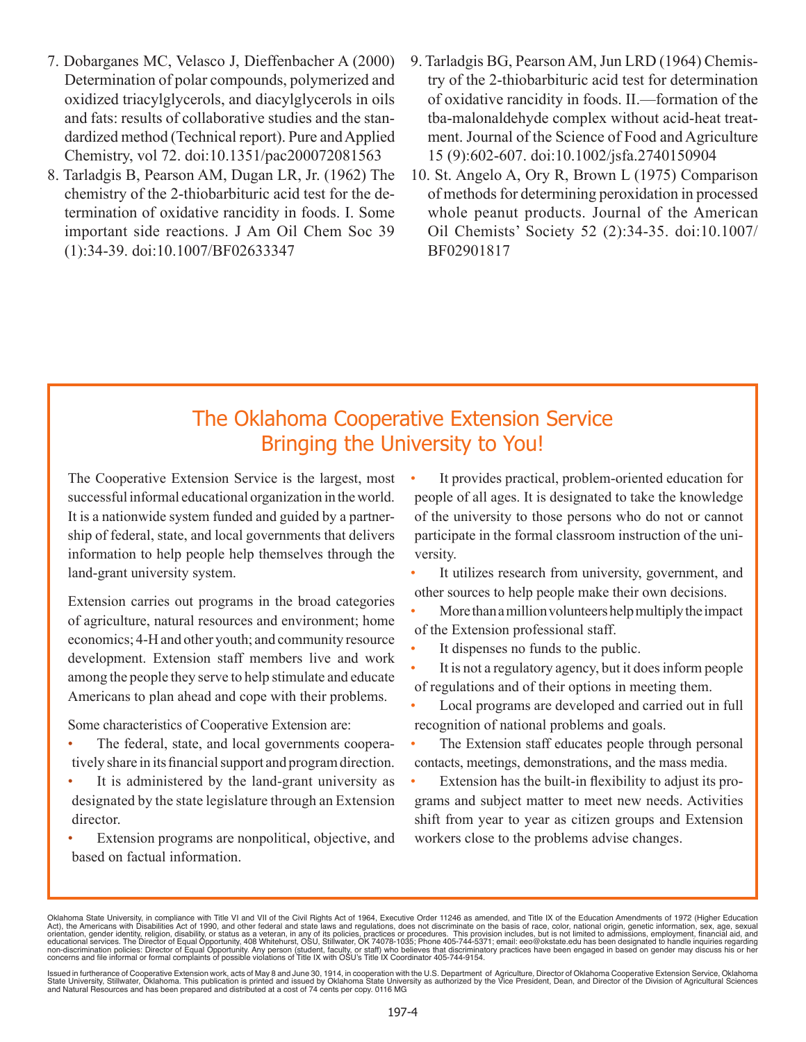7. Dobarganes MC, Velasco J, Dieffenbacher A (2000) Determination of polar compounds, polymerized and oxidized triacylglycerols, and diacylglycerols in oils and fats: results of collaborative studies and the standardized method (Technical report). Pure and Applied Chemistry, vol 72. doi:10.1351/pac200072081563
8. Tarladgis B, Pearson AM, Dugan LR, Jr. (1962) The chemistry of the 2-thiobarbituric acid test for the determination of oxidative rancidity in foods. I. Some important side reactions. J Am Oil Chem Soc 39 (1):34-39. doi:10.1007/BF02633347
9. Tarladgis BG, Pearson AM, Jun LRD (1964) Chemistry of the 2-thiobarbituric acid test for determination of oxidative rancidity in foods. II.—formation of the tba-malonaldehyde complex without acid-heat treatment. Journal of the Science of Food and Agriculture 15 (9):602-607. doi:10.1002/jsfa.2740150904
10. St. Angelo A, Ory R, Brown L (1975) Comparison of methods for determining peroxidation in processed whole peanut products. Journal of the American Oil Chemists' Society 52 (2):34-35. doi:10.1007/BF02901817

## The Oklahoma Cooperative Extension Service Bringing the University to You!

The Cooperative Extension Service is the largest, most successful informal educational organization in the world. It is a nationwide system funded and guided by a partnership of federal, state, and local governments that delivers information to help people help themselves through the land-grant university system.

Extension carries out programs in the broad categories of agriculture, natural resources and environment; home economics; 4-H and other youth; and community resource development. Extension staff members live and work among the people they serve to help stimulate and educate Americans to plan ahead and cope with their problems.

Some characteristics of Cooperative Extension are:

- The federal, state, and local governments cooperatively share in its financial support and program direction.
- It is administered by the land-grant university as designated by the state legislature through an Extension director.
- Extension programs are nonpolitical, objective, and based on factual information.
- It provides practical, problem-oriented education for people of all ages. It is designated to take the knowledge of the university to those persons who do not or cannot participate in the formal classroom instruction of the university.
- It utilizes research from university, government, and other sources to help people make their own decisions.
- More than a million volunteers help multiply the impact of the Extension professional staff.
- It dispenses no funds to the public.
- It is not a regulatory agency, but it does inform people of regulations and of their options in meeting them.
- Local programs are developed and carried out in full recognition of national problems and goals.
- The Extension staff educates people through personal contacts, meetings, demonstrations, and the mass media.
- Extension has the built-in flexibility to adjust its programs and subject matter to meet new needs. Activities shift from year to year as citizen groups and Extension workers close to the problems advise changes.

Oklahoma State University, in compliance with Title VI and VII of the Civil Rights Act of 1964, Executive Order 11246 as amended, and Title IX of the Education Amendments of 1972 (Higher Education Act), the Americans with Disabilities Act of 1990, and other federal and state laws and regulations, does not discriminate on the basis of race, color, national origin, genetic information, sex, age, sexual orientation, gender identity, religion, disability, or status as a veteran, in any of its policies, practices or procedures. This provision includes, but is not limited to admissions, employment, financial aid, and educational services. The Director of Equal Opportunity, 408 Whitehurst, OSU, Stillwater, OK 74078-1035; Phone 405-744-5371; email: eeo@okstate.edu has been designated to handle inquiries regarding non-discrimination policies: Director of Equal Opportunity. Any person (student, faculty, or staff) who believes that discriminatory practices have been engaged in based on gender may discuss his or her concerns and file informal or formal complaints of possible violations of Title IX with OSU's Title IX Coordinator 405-744-9154.

Issued in furtherance of Cooperative Extension work, acts of May 8 and June 30, 1914, in cooperation with the U.S. Department of Agriculture, Director of Oklahoma Cooperative Extension Service, Oklahoma State University, Stillwater, Oklahoma. This publication is printed and issued by Oklahoma State University as authorized by the Vice President, Dean, and Director of the Division of Agricultural Sciences and Natural Resources and has been prepared and distributed at a cost of 74 cents per copy. 0116 MG